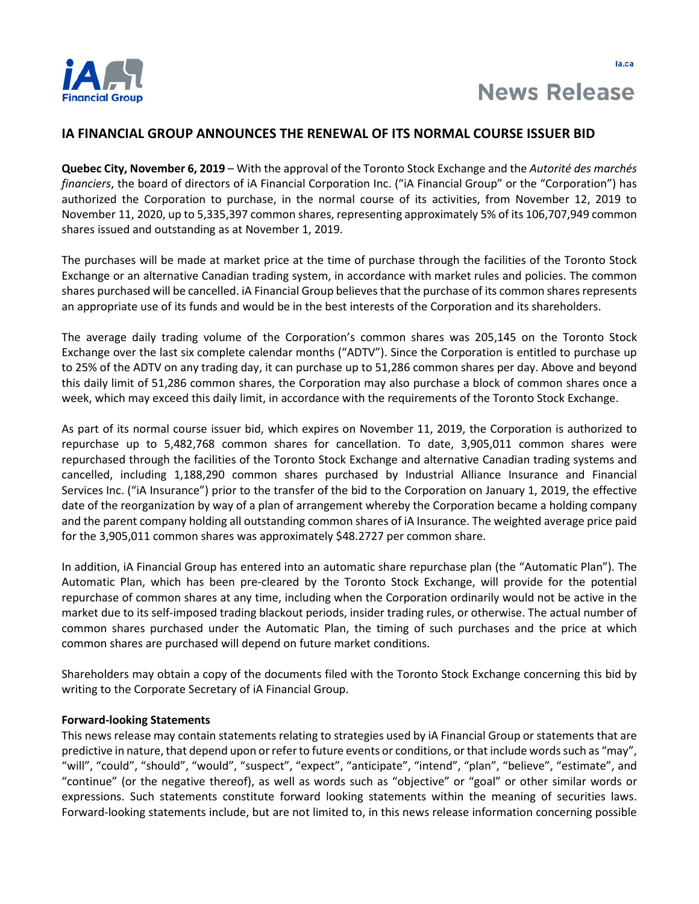ia.ca

# News Release

## IA FINANCIAL GROUP ANNOUNCES THE RENEWAL OF ITS NORMAL COURSE ISSUER BID

**Quebec City, November 6, 2019** – With the approval of the Toronto Stock Exchange and the *Autorité des marchés financiers*, the board of directors of iA Financial Corporation Inc. ("iA Financial Group" or the "Corporation") has authorized the Corporation to purchase, in the normal course of its activities, from November 12, 2019 to November 11, 2020, up to 5,335,397 common shares, representing approximately 5% of its 106,707,949 common shares issued and outstanding as at November 1, 2019.

The purchases will be made at market price at the time of purchase through the facilities of the Toronto Stock Exchange or an alternative Canadian trading system, in accordance with market rules and policies. The common shares purchased will be cancelled. iA Financial Group believes that the purchase of its common shares represents an appropriate use of its funds and would be in the best interests of the Corporation and its shareholders.

The average daily trading volume of the Corporation's common shares was 205,145 on the Toronto Stock Exchange over the last six complete calendar months ("ADTV"). Since the Corporation is entitled to purchase up to 25% of the ADTV on any trading day, it can purchase up to 51,286 common shares per day. Above and beyond this daily limit of 51,286 common shares, the Corporation may also purchase a block of common shares once a week, which may exceed this daily limit, in accordance with the requirements of the Toronto Stock Exchange.

As part of its normal course issuer bid, which expires on November 11, 2019, the Corporation is authorized to repurchase up to 5,482,768 common shares for cancellation. To date, 3,905,011 common shares were repurchased through the facilities of the Toronto Stock Exchange and alternative Canadian trading systems and cancelled, including 1,188,290 common shares purchased by Industrial Alliance Insurance and Financial Services Inc. ("iA Insurance") prior to the transfer of the bid to the Corporation on January 1, 2019, the effective date of the reorganization by way of a plan of arrangement whereby the Corporation became a holding company and the parent company holding all outstanding common shares of iA Insurance. The weighted average price paid for the 3,905,011 common shares was approximately $48.2727 per common share.

In addition, iA Financial Group has entered into an automatic share repurchase plan (the "Automatic Plan"). The Automatic Plan, which has been pre-cleared by the Toronto Stock Exchange, will provide for the potential repurchase of common shares at any time, including when the Corporation ordinarily would not be active in the market due to its self-imposed trading blackout periods, insider trading rules, or otherwise. The actual number of common shares purchased under the Automatic Plan, the timing of such purchases and the price at which common shares are purchased will depend on future market conditions.

Shareholders may obtain a copy of the documents filed with the Toronto Stock Exchange concerning this bid by writing to the Corporate Secretary of iA Financial Group.

**Forward-looking Statements**

This news release may contain statements relating to strategies used by iA Financial Group or statements that are predictive in nature, that depend upon or refer to future events or conditions, or that include words such as "may", "will", "could", "should", "would", "suspect", "expect", "anticipate", "intend", "plan", "believe", "estimate", and "continue" (or the negative thereof), as well as words such as "objective" or "goal" or other similar words or expressions. Such statements constitute forward looking statements within the meaning of securities laws. Forward-looking statements include, but are not limited to, in this news release information concerning possible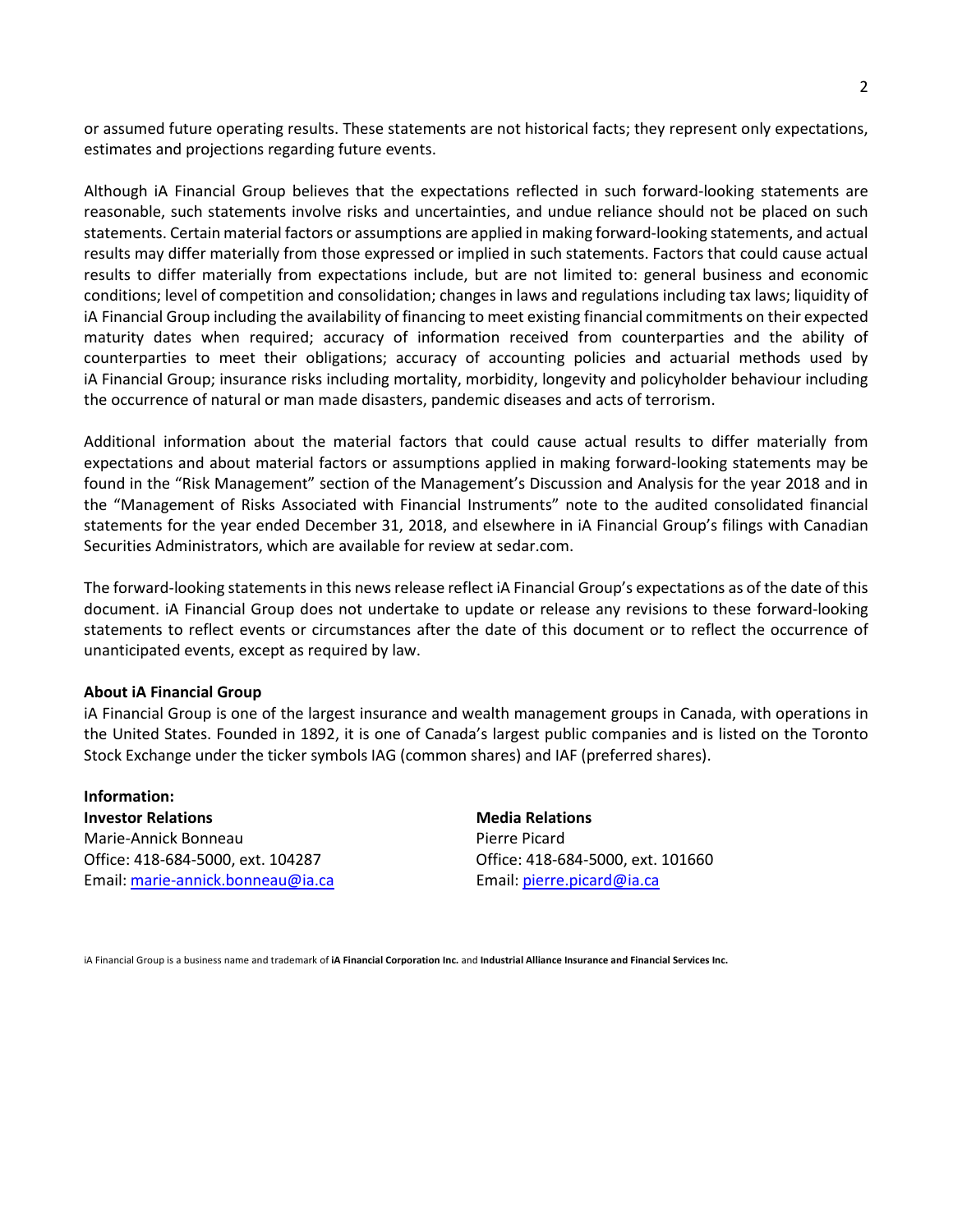or assumed future operating results. These statements are not historical facts; they represent only expectations, estimates and projections regarding future events.

Although iA Financial Group believes that the expectations reflected in such forward-looking statements are reasonable, such statements involve risks and uncertainties, and undue reliance should not be placed on such statements. Certain material factors or assumptions are applied in making forward-looking statements, and actual results may differ materially from those expressed or implied in such statements. Factors that could cause actual results to differ materially from expectations include, but are not limited to: general business and economic conditions; level of competition and consolidation; changes in laws and regulations including tax laws; liquidity of iA Financial Group including the availability of financing to meet existing financial commitments on their expected maturity dates when required; accuracy of information received from counterparties and the ability of counterparties to meet their obligations; accuracy of accounting policies and actuarial methods used by iA Financial Group; insurance risks including mortality, morbidity, longevity and policyholder behaviour including the occurrence of natural or man made disasters, pandemic diseases and acts of terrorism.

Additional information about the material factors that could cause actual results to differ materially from expectations and about material factors or assumptions applied in making forward-looking statements may be found in the "Risk Management" section of the Management's Discussion and Analysis for the year 2018 and in the "Management of Risks Associated with Financial Instruments" note to the audited consolidated financial statements for the year ended December 31, 2018, and elsewhere in iA Financial Group's filings with Canadian Securities Administrators, which are available for review at sedar.com.

The forward-looking statements in this news release reflect iA Financial Group's expectations as of the date of this document. iA Financial Group does not undertake to update or release any revisions to these forward-looking statements to reflect events or circumstances after the date of this document or to reflect the occurrence of unanticipated events, except as required by law.

**About iA Financial Group**

iA Financial Group is one of the largest insurance and wealth management groups in Canada, with operations in the United States. Founded in 1892, it is one of Canada's largest public companies and is listed on the Toronto Stock Exchange under the ticker symbols IAG (common shares) and IAF (preferred shares).

**Information:**

**Investor Relations**
Marie-Annick Bonneau
Office: 418-684-5000, ext. 104287
Email: marie-annick.bonneau@ia.ca

**Media Relations**
Pierre Picard
Office: 418-684-5000, ext. 101660
Email: pierre.picard@ia.ca

iA Financial Group is a business name and trademark of **iA Financial Corporation Inc.** and **Industrial Alliance Insurance and Financial Services Inc.**